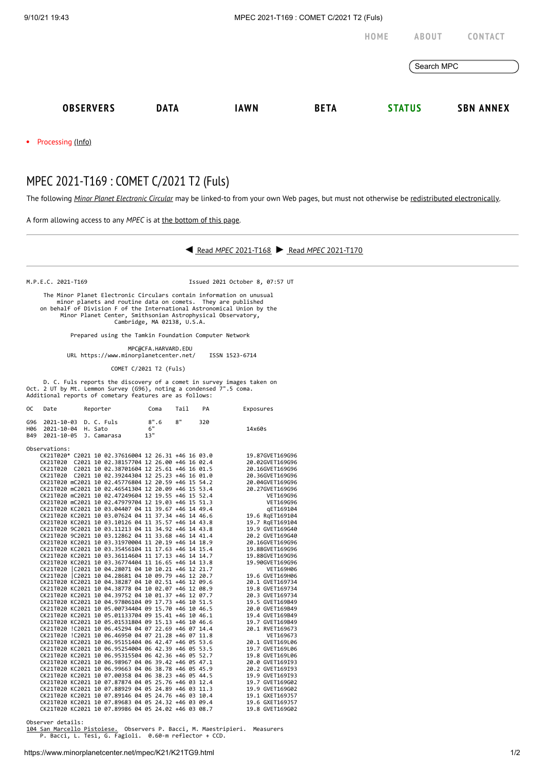HOME ABOUT CONTACT

Search MPC

OBSERVERS DATA IAWN BETA STATUS SBN ANNEX

- Processing (Info)

# MPEC 2021-T169 : COMET C/2021 T2 (Fuls)

The following *Minor Planet Electronic Circular* may be linked-to from your own Web pages, but must not otherwise be redistributed electronically.

A form allowing access to any *MPEC* is at the bottom of this page.

◀ Read *MPEC* 2021-T168 ▶ Read *MPEC* 2021-T170

```
M.P.E.C. 2021-T169                               Issued 2021 October 8, 07:57 UT

     The Minor Planet Electronic Circulars contain information on unusual
         minor planets and routine data on comets.  They are published
   on behalf of Division F of the International Astronomical Union by the
         Minor Planet Center, Smithsonian Astrophysical Observatory,
                          Cambridge, MA 02138, U.S.A.

                Prepared using the Tamkin Foundation Computer Network

                              MPC@CFA.HARVARD.EDU
          URL https://www.minorplanetcenter.net/     ISSN 1523-6714

                          COMET C/2021 T2 (Fuls)

     D. C. Fuls reports the discovery of a comet in survey images taken on
Oct. 2 UT by Mt. Lemmon Survey (G96), noting a condensed 7".5 coma.
Additional reports of cometary features are as follows:

OC   Date        Reporter          Coma    Tail   PA          Exposures

G96  2021-10-03  D. C. Fuls        8".6    8"     320
H06  2021-10-04  H. Sato           6"                         14x60s
B49  2021-10-05  J. Camarasa      13"

Observations:
    CK21T020* C2021 10 02.37616004 12 26.31 +46 16 03.0          19.87GVET169G96
    CK21T020  C2021 10 02.38157704 12 26.00 +46 16 02.4          20.02GVET169G96
    CK21T020  C2021 10 02.38701604 12 25.61 +46 16 01.5          20.16GVET169G96
    CK21T020  C2021 10 02.39244304 12 25.23 +46 16 01.0          20.36GVET169G96
    CK21T020 mC2021 10 02.45776804 12 20.59 +46 15 54.2          20.04GVET169G96
    CK21T020 mC2021 10 02.46541304 12 20.09 +46 15 53.4          20.27GVET169G96
    CK21T020 mC2021 10 02.47249604 12 19.55 +46 15 52.4                VET169G96
    CK21T020 mC2021 10 02.47979704 12 19.03 +46 15 51.3                VET169G96
    CK21T020 KC2021 10 03.04407 04 11 39.67 +46 14 49.4               qET169104
    CK21T020 KC2021 10 03.07624 04 11 37.34 +46 14 46.6          19.6 RqET169104
    CK21T020 KC2021 10 03.10126 04 11 35.57 +46 14 43.8          19.7 RqET169104
    CK21T020 9C2021 10 03.11213 04 11 34.92 +46 14 43.8          19.9 GVET169G40
    CK21T020 9C2021 10 03.12862 04 11 33.68 +46 14 41.4          20.2 GVET169G40
    CK21T020 KC2021 10 03.31970004 11 20.19 +46 14 18.9          20.16GVET169G96
    CK21T020 KC2021 10 03.35456104 11 17.63 +46 14 15.4          19.88GVET169G96
    CK21T020 KC2021 10 03.36114604 11 17.13 +46 14 14.7          19.88GVET169G96
    CK21T020 KC2021 10 03.36774404 11 16.65 +46 14 13.8          19.90GVET169G96
    CK21T020 |C2021 10 04.28071 04 10 10.21 +46 12 21.7               VET169H06
    CK21T020 |C2021 10 04.28681 04 10 09.79 +46 12 20.7          19.6 GVET169H06
    CK21T020 KC2021 10 04.38287 04 10 02.51 +46 12 09.6          20.1 GVET169734
    CK21T020 KC2021 10 04.38778 04 10 02.07 +46 12 08.9          19.8 GVET169734
    CK21T020 KC2021 10 04.39752 04 10 01.37 +46 12 07.7          20.3 GVET169734
    CK21T020 KC2021 10 04.97806104 09 17.73 +46 10 51.5          19.5 GVET169B49
    CK21T020 KC2021 10 05.00734404 09 15.70 +46 10 46.5          20.0 GVET169B49
    CK21T020 KC2021 10 05.01133704 09 15.41 +46 10 46.1          19.4 GVET169B49
    CK21T020 KC2021 10 05.01531804 09 15.13 +46 10 46.6          19.7 GVET169B49
    CK21T020 !C2021 10 06.45294 04 07 22.69 +46 07 14.4          20.1 RVET169673
    CK21T020 !C2021 10 06.46950 04 07 21.28 +46 07 11.8               VET169673
    CK21T020 KC2021 10 06.95151404 06 42.47 +46 05 53.6          20.1 GVET169L06
    CK21T020 KC2021 10 06.95254004 06 42.39 +46 05 53.5          19.7 GVET169L06
    CK21T020 KC2021 10 06.95315504 06 42.36 +46 05 52.7          19.8 GVET169L06
    CK21T020 KC2021 10 06.98967 04 06 39.42 +46 05 47.1          20.0 GVET169I93
    CK21T020 KC2021 10 06.99663 04 06 38.78 +46 05 45.9          20.2 GVET169I93
    CK21T020 KC2021 10 07.00358 04 06 38.23 +46 05 44.5          19.9 GVET169I93
    CK21T020 KC2021 10 07.87874 04 05 25.76 +46 03 12.4          19.7 GVET169G02
    CK21T020 KC2021 10 07.88929 04 05 24.89 +46 03 11.3          19.9 GVET169G02
    CK21T020 KC2021 10 07.89146 04 05 24.76 +46 03 10.4          19.1 GXET169J57
    CK21T020 KC2021 10 07.89683 04 05 24.32 +46 03 09.4          19.6 GXET169J57
    CK21T020 KC2021 10 07.89986 04 05 24.02 +46 03 08.7          19.8 GVET169G02

Observer details:
104 San Marcello Pistoiese.  Observers P. Bacci, M. Maestripieri.  Measurers
    P. Bacci, L. Tesi, G. Fagioli.  0.60-m reflector + CCD.
```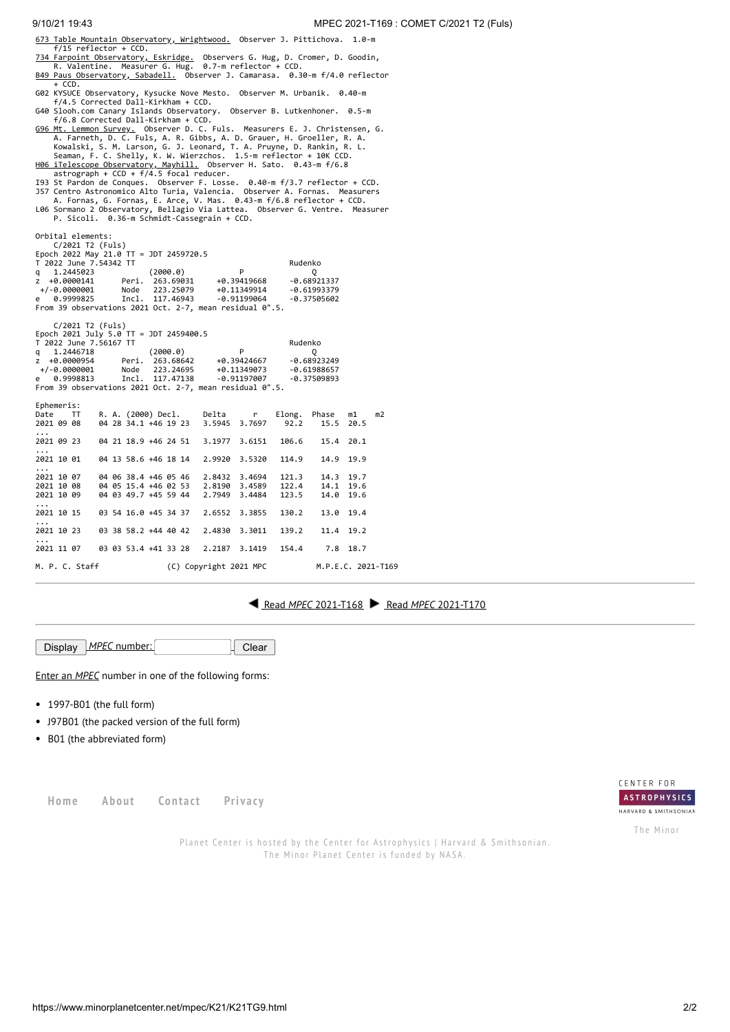673 Table Mountain Observatory, Wrightwood. Observer J. Pittichova. 1.0-m f/15 reflector + CCD.
734 Farpoint Observatory, Eskridge. Observers G. Hug, D. Cromer, D. Goodin, R. Valentine. Measurer G. Hug. 0.7-m reflector + CCD.
B49 Paus Observatory, Sabadell. Observer J. Camarasa. 0.30-m f/4.0 reflector + CCD.
G02 KYSUCE Observatory, Kysucke Nove Mesto. Observer M. Urbanik. 0.40-m f/4.5 Corrected Dall-Kirkham + CCD.
G40 Slooh.com Canary Islands Observatory. Observer B. Lutkenhoner. 0.5-m f/6.8 Corrected Dall-Kirkham + CCD.
G96 Mt. Lemmon Survey. Observer D. C. Fuls. Measurers E. J. Christensen, G. A. Farneth, D. C. Fuls, A. R. Gibbs, A. D. Grauer, H. Groeller, R. A. Kowalski, S. M. Larson, G. J. Leonard, T. A. Pruyne, D. Rankin, R. L. Seaman, F. C. Shelly, K. W. Wierzchos. 1.5-m reflector + 10K CCD.
H06 iTelescope Observatory, Mayhill. Observer H. Sato. 0.43-m f/6.8 astrograph + CCD + f/4.5 focal reducer.
I93 St Pardon de Conques. Observer F. Losse. 0.40-m f/3.7 reflector + CCD.
J57 Centro Astronomico Alto Turia, Valencia. Observer A. Fornas. Measurers A. Fornas, G. Fornas, E. Arce, V. Mas. 0.43-m f/6.8 reflector + CCD.
L06 Sormano 2 Observatory, Bellagio Via Lattea. Observer G. Ventre. Measurer P. Sicoli. 0.36-m Schmidt-Cassegrain + CCD.

```
Orbital elements:
   C/2021 T2 (Fuls)
Epoch 2022 May 21.0 TT = JDT 2459720.5
T 2022 June 7.54342 TT                              Rudenko
q   1.2445023          (2000.0)          P               Q
z  +0.0000141      Peri.  263.69031     +0.39419668     -0.68921337
 +/-0.0000001      Node   223.25079     +0.11349914     -0.61993379
e   0.9999825      Incl.  117.46943     -0.91199064     -0.37505602
From 39 observations 2021 Oct. 2-7, mean residual 0".5.

   C/2021 T2 (Fuls)
Epoch 2021 July 5.0 TT = JDT 2459400.5
T 2022 June 7.56167 TT                              Rudenko
q   1.2446718          (2000.0)          P               Q
z  +0.0000954      Peri.  263.68642     +0.39424667     -0.68923249
 +/-0.0000001      Node   223.24695     +0.11349073     -0.61988657
e   0.9998813      Incl.  117.47138     -0.91197007     -0.37509893
From 39 observations 2021 Oct. 2-7, mean residual 0".5.

Ephemeris:
Date    TT    R. A. (2000) Decl.     Delta      r     Elong.  Phase   m1     m2
2021 09 08    04 28 34.1 +46 19 23   3.5945  3.7697    92.2    15.5  20.5
...
2021 09 23    04 21 18.9 +46 24 51   3.1977  3.6151   106.6    15.4  20.1
...
2021 10 01    04 13 58.6 +46 18 14   2.9920  3.5320   114.9    14.9  19.9
...
2021 10 07    04 06 38.4 +46 05 46   2.8432  3.4694   121.3    14.3  19.7
2021 10 08    04 05 15.4 +46 02 53   2.8190  3.4589   122.4    14.1  19.6
2021 10 09    04 03 49.7 +45 59 44   2.7949  3.4484   123.5    14.0  19.6
...
2021 10 15    03 54 16.0 +45 34 37   2.6552  3.3855   130.2    13.0  19.4
...
2021 10 23    03 38 58.2 +44 40 42   2.4830  3.3011   139.2    11.4  19.2
...
2021 11 07    03 03 53.4 +41 33 28   2.2187  3.1419   154.4     7.8  18.7

M. P. C. Staff              (C) Copyright 2021 MPC          M.P.E.C. 2021-T169
```

Read *MPEC* 2021-T168 Read *MPEC* 2021-T170

Display *MPEC* number: Clear

Enter an *MPEC* number in one of the following forms:

- 1997-B01 (the full form)
- J97B01 (the packed version of the full form)
- B01 (the abbreviated form)

Home About Contact Privacy

CENTER FOR ASTROPHYSICS HARVARD & SMITHSONIAN

The Minor Planet Center is hosted by the Center for Astrophysics | Harvard & Smithsonian.
The Minor Planet Center is funded by NASA.